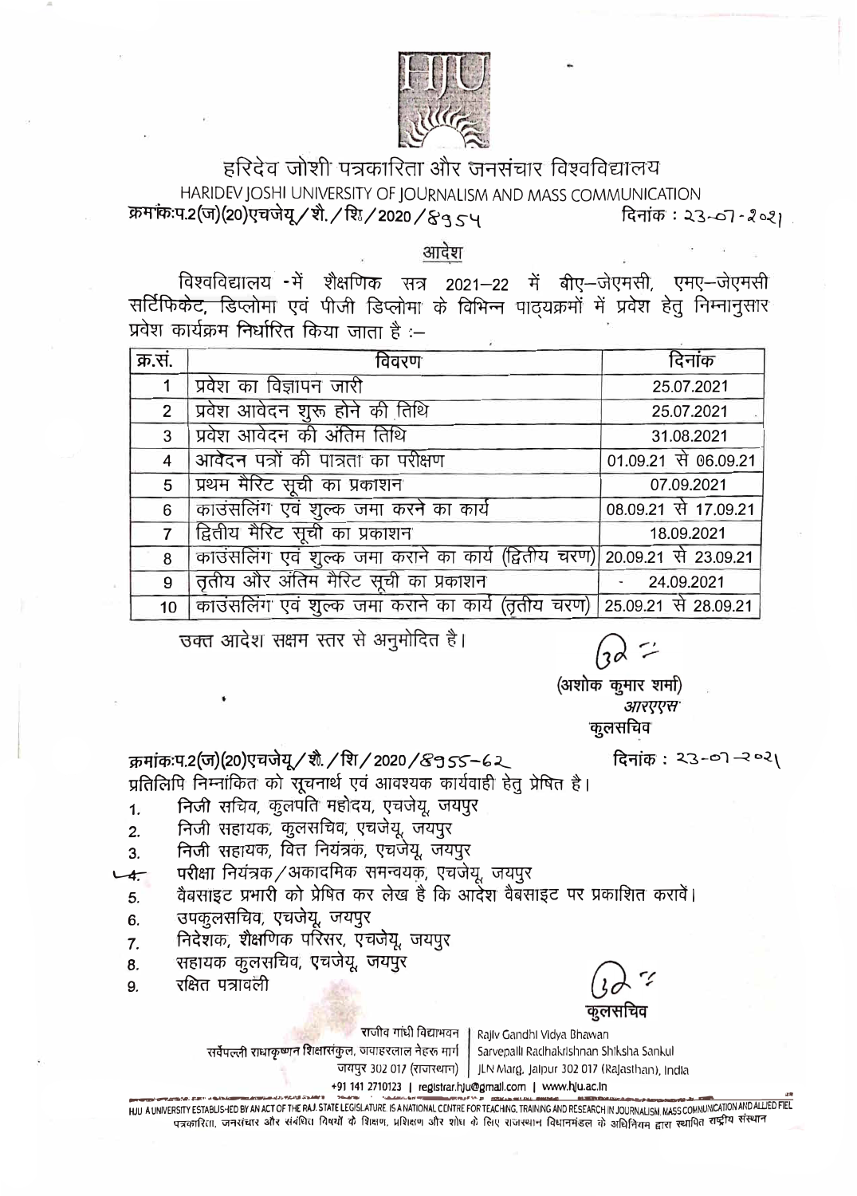# हरिदेव जोशी पत्रकारिता और जनसंचार विश्वविद्यालय

HARIDEV JOSHI UNIVERSITY OF JOURNALISM AND MASS COMMUNICATION

क्रमांक:प.2(ज)(20)एचजेयू/शै./शि/2020/8954 दिनांक : 23-07-2021

## आदेश

विश्वविद्यालय में शैक्षणिक सत्र 2021–22 में बीए–जेएमसी, एमए–जेएमसी सर्टिफिकेट, डिप्लोमा एवं पीजी डिप्लोमा के विभिन्न पाठ्यक्रमों में प्रवेश हेतु निम्नानुसार प्रवेश कार्यक्रम निर्धारित किया जाता है :–

| क्र.सं. | विवरण | दिनांक |
|---|---|---|
| 1 | प्रवेश का विज्ञापन जारी | 25.07.2021 |
| 2 | प्रवेश आवेदन शुरू होने की तिथि | 25.07.2021 |
| 3 | प्रवेश आवेदन की अंतिम तिथि | 31.08.2021 |
| 4 | आवेदन पत्रों की पात्रता का परीक्षण | 01.09.21 से 06.09.21 |
| 5 | प्रथम मैरिट सूची का प्रकाशन | 07.09.2021 |
| 6 | काउंसलिंग एवं शुल्क जमा करने का कार्य | 08.09.21 से 17.09.21 |
| 7 | द्वितीय मैरिट सूची का प्रकाशन | 18.09.2021 |
| 8 | काउंसलिंग एवं शुल्क जमा कराने का कार्य (द्वितीय चरण) | 20.09.21 से 23.09.21 |
| 9 | तृतीय और अंतिम मैरिट सूची का प्रकाशन | 24.09.2021 |
| 10 | काउंसलिंग एवं शुल्क जमा कराने का कार्य (तृतीय चरण) | 25.09.21 से 28.09.21 |

उक्त आदेश सक्षम स्तर से अनुमोदित है।

(अशोक कुमार शर्मा)
*आरएएस*
कुलसचिव

क्रमांक:प.2(ज)(20)एचजेयू/शै./शि/2020/8955-62 दिनांक : 23-07-2021

प्रतिलिपि निम्नांकित को सूचनार्थ एवं आवश्यक कार्यवाही हेतु प्रेषित है।

1. निजी सचिव, कुलपति महोदय, एचजेयू, जयपुर
2. निजी सहायक, कुलसचिव, एचजेयू, जयपुर
3. निजी सहायक, वित्त नियंत्रक, एचजेयू, जयपुर
4. परीक्षा नियंत्रक/अकादमिक समन्वयक, एचजेयू, जयपुर
5. वैबसाइट प्रभारी को प्रेषित कर लेख है कि आदेश वैबसाइट पर प्रकाशित करावें।
6. उपकुलसचिव, एचजेयू, जयपुर
7. निदेशक, शैक्षणिक परिसर, एचजेयू, जयपुर
8. सहायक कुलसचिव, एचजेयू, जयपुर
9. रक्षित पत्रावली

कुलसचिव

राजीव गांधी विद्याभवन | Rajiv Gandhi Vidya Bhawan
सर्वपल्ली राधाकृष्णन शिक्षासंकुल, जवाहरलाल नेहरू मार्ग | Sarvepalli Radhakrishnan Shiksha Sankul
जयपुर 302 017 (राजस्थान) | JLN Marg, Jaipur 302 017 (Rajasthan), India
+91 141 2710123 | registrar.hju@gmail.com | www.hju.ac.in

HJU A UNIVERSITY ESTABLISHED BY AN ACT OF THE RAJ. STATE LEGISLATURE IS A NATIONAL CENTRE FOR TEACHING, TRAINING AND RESEARCH IN JOURNALISM, MASS COMMUNICATION AND ALLIED FIEL
पत्रकारिता, जनसंचार और संबंधित विषयों के शिक्षण, प्रशिक्षण और शोध के लिए राजस्थान विधानमंडल के अधिनियम द्वारा स्थापित राष्ट्रीय संस्थान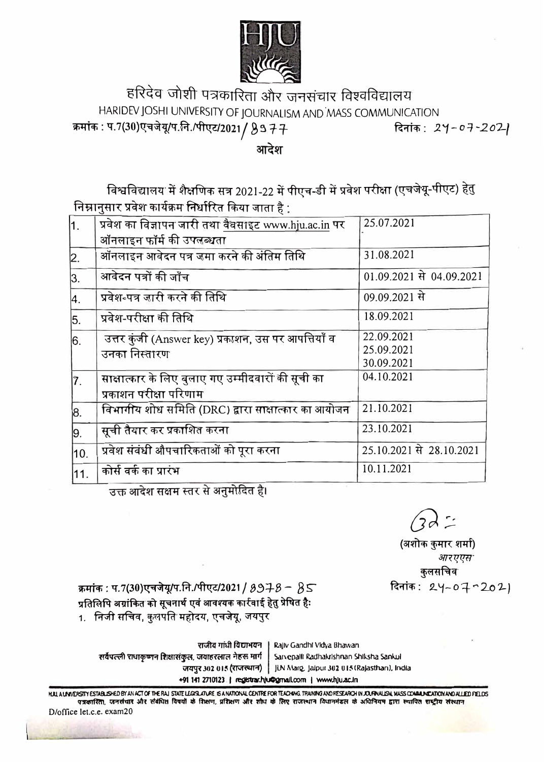HJU

# हरिदेव जोशी पत्रकारिता और जनसंचार विश्वविद्यालय

HARIDEV JOSHI UNIVERSITY OF JOURNALISM AND MASS COMMUNICATION

क्रमांक : प.7(30)एचजेयू/प.नि./पीएट/2021/ 8977 दिनांक : 24-07-2021

## आदेश

विश्वविद्यालय में शैक्षणिक सत्र 2021-22 में पीएच-डी में प्रवेश परीक्षा (एचजेयू-पीएट) हेतु निम्नानुसार प्रवेश कार्यक्रम निर्धारित किया जाता है :

| | | |
|---|---|---|
| 1. | प्रवेश का विज्ञापन जारी तथा वैबसाइट www.hju.ac.in पर ऑनलाइन फॉर्म की उपलब्धता | 25.07.2021 |
| 2. | ऑनलाइन आवेदन पत्र जमा करने की अंतिम तिथि | 31.08.2021 |
| 3. | आवेदन पत्रों की जाँच | 01.09.2021 से 04.09.2021 |
| 4. | प्रवेश-पत्र जारी करने की तिथि | 09.09.2021 से |
| 5. | प्रवेश-परीक्षा की तिथि | 18.09.2021 |
| 6. | उत्तर कुंजी (Answer key) प्रकाशन, उस पर आपत्तियाँ व उनका निस्तारण | 22.09.2021<br>25.09.2021<br>30.09.2021 |
| 7. | साक्षात्कार के लिए बुलाए गए उम्मीदवारों की सूची का प्रकाशन परीक्षा परिणाम | 04.10.2021 |
| 8. | विभागीय शोध समिति (DRC) द्वारा साक्षात्कार का आयोजन | 21.10.2021 |
| 9. | सूची तैयार कर प्रकाशित करना | 23.10.2021 |
| 10. | प्रवेश संबंधी औपचारिकताओं को पूरा करना | 25.10.2021 से 28.10.2021 |
| 11. | कोर्स वर्क का प्रारंभ | 10.11.2021 |

उक्त आदेश सक्षम स्तर से अनुमोदित है।

(अशोक कुमार शर्मा)  
*आरएएस*  
कुलसचिव  
दिनांक : 24-07-2021

क्रमांक : प.7(30)एचजेयू/प.नि./पीएट/2021/ 8978 - 85

प्रतिलिपि अग्रांकित को सूचनार्थ एवं आवश्यक कार्यवाई हेतु प्रेषित है:

1. निजी सचिव, कुलपति महोदय, एचजेयू, जयपुर

राजीव गांधी विद्याभवन | Rajiv Gandhi Vidya Bhawan  
सर्वपल्ली राधाकृष्णन शिक्षासंकुल, जवाहरलाल नेहरू मार्ग | Sarvepalli Radhakrishnan Shiksha Sankul  
जयपुर 302 015 (राजस्थान) | JLN Marg, Jaipur 302 015 (Rajasthan), India  
+91 141 2710123 | registrar.hju@gmail.com | www.hju.ac.in

HJU: A UNIVERSITY ESTABLISHED BY AN ACT OF THE RAJ. STATE LEGISLATURE IS A NATIONAL CENTRE FOR TEACHING, TRAINING AND RESEARCH IN JOURNALISM, MASS COMMUNICATION AND ALLIED FIELDS  
पत्रकारिता, जनसंचार और संबंधित विषयों के शिक्षण, प्रशिक्षण और शोध के लिए राजस्थान विधानमंडल के अधिनियम द्वारा स्थापित राष्ट्रीय संस्थान

D/office let.c.e. exam20